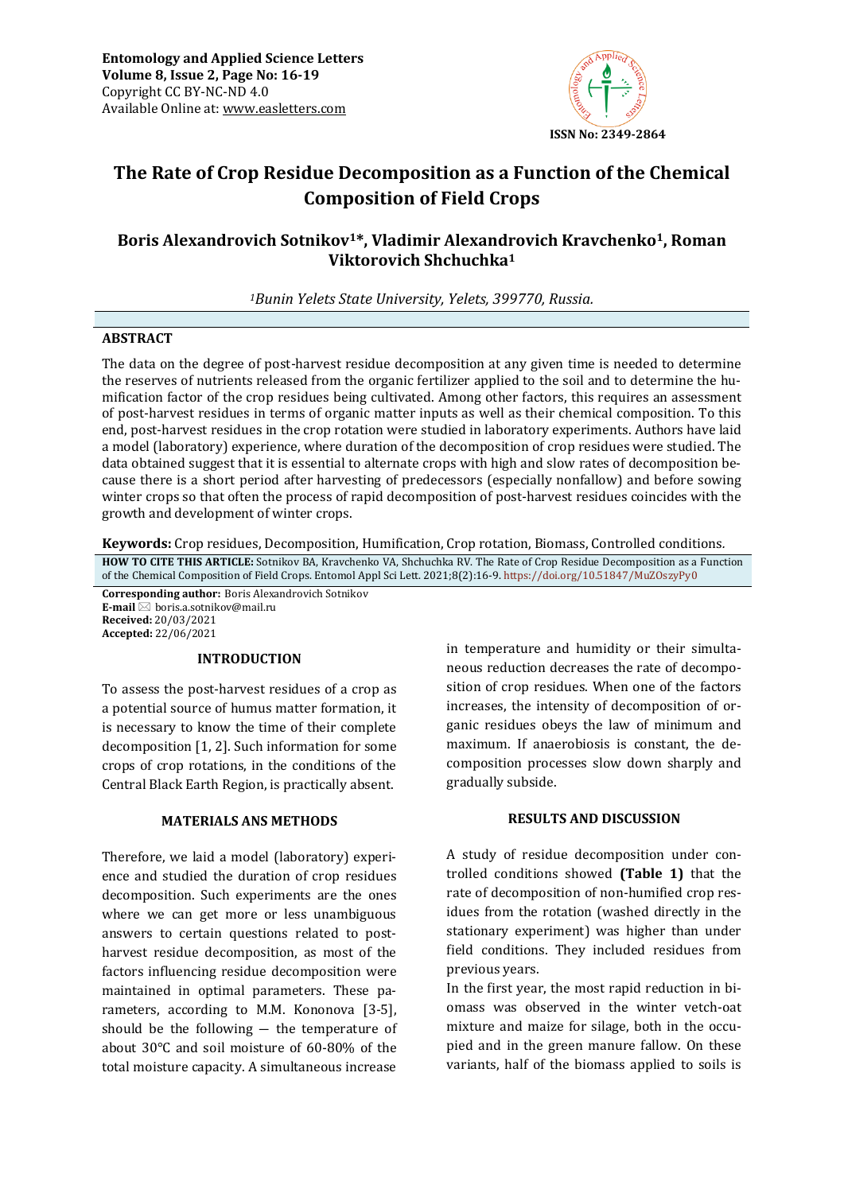Entomology and Applied Science Letters
Volume 8, Issue 2, Page No: 16-19
Copyright CC BY-NC-ND 4.0
Available Online at: www.easletters.com

ISSN No: 2349-2864

# The Rate of Crop Residue Decomposition as a Function of the Chemical Composition of Field Crops

**Boris Alexandrovich Sotnikov[1]*, Vladimir Alexandrovich Kravchenko[1], Roman Viktorovich Shchuchka[1]**

*[1]Bunin Yelets State University, Yelets, 399770, Russia.*

## ABSTRACT

The data on the degree of post-harvest residue decomposition at any given time is needed to determine the reserves of nutrients released from the organic fertilizer applied to the soil and to determine the humification factor of the crop residues being cultivated. Among other factors, this requires an assessment of post-harvest residues in terms of organic matter inputs as well as their chemical composition. To this end, post-harvest residues in the crop rotation were studied in laboratory experiments. Authors have laid a model (laboratory) experience, where duration of the decomposition of crop residues were studied. The data obtained suggest that it is essential to alternate crops with high and slow rates of decomposition because there is a short period after harvesting of predecessors (especially nonfallow) and before sowing winter crops so that often the process of rapid decomposition of post-harvest residues coincides with the growth and development of winter crops.

**Keywords:** Crop residues, Decomposition, Humification, Crop rotation, Biomass, Controlled conditions.

**HOW TO CITE THIS ARTICLE:** Sotnikov BA, Kravchenko VA, Shchuchka RV. The Rate of Crop Residue Decomposition as a Function of the Chemical Composition of Field Crops. Entomol Appl Sci Lett. 2021;8(2):16-9. https://doi.org/10.51847/MuZOszyPy0

**Corresponding author:** Boris Alexandrovich Sotnikov
**E-mail** boris.a.sotnikov@mail.ru
**Received:** 20/03/2021
**Accepted:** 22/06/2021

## INTRODUCTION

To assess the post-harvest residues of a crop as a potential source of humus matter formation, it is necessary to know the time of their complete decomposition [1, 2]. Such information for some crops of crop rotations, in the conditions of the Central Black Earth Region, is practically absent.

## MATERIALS ANS METHODS

Therefore, we laid a model (laboratory) experience and studied the duration of crop residues decomposition. Such experiments are the ones where we can get more or less unambiguous answers to certain questions related to post-harvest residue decomposition, as most of the factors influencing residue decomposition were maintained in optimal parameters. These parameters, according to M.M. Kononova [3-5], should be the following — the temperature of about 30°C and soil moisture of 60-80% of the total moisture capacity. A simultaneous increase in temperature and humidity or their simultaneous reduction decreases the rate of decomposition of crop residues. When one of the factors increases, the intensity of decomposition of organic residues obeys the law of minimum and maximum. If anaerobiosis is constant, the decomposition processes slow down sharply and gradually subside.

## RESULTS AND DISCUSSION

A study of residue decomposition under controlled conditions showed **(Table 1)** that the rate of decomposition of non-humified crop residues from the rotation (washed directly in the stationary experiment) was higher than under field conditions. They included residues from previous years.

In the first year, the most rapid reduction in biomass was observed in the winter vetch-oat mixture and maize for silage, both in the occupied and in the green manure fallow. On these variants, half of the biomass applied to soils is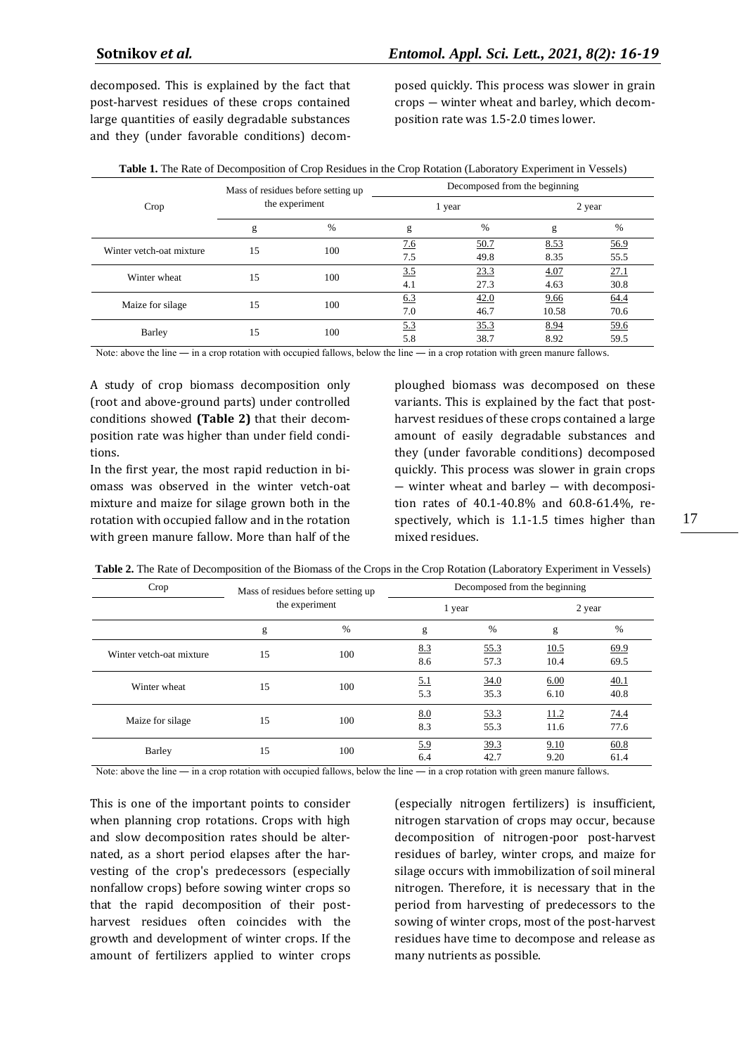decomposed. This is explained by the fact that post-harvest residues of these crops contained large quantities of easily degradable substances and they (under favorable conditions) decomposed quickly. This process was slower in grain crops — winter wheat and barley, which decomposition rate was 1.5-2.0 times lower.

**Table 1.** The Rate of Decomposition of Crop Residues in the Crop Rotation (Laboratory Experiment in Vessels)

| Crop | Mass of residues before setting up the experiment | | Decomposed from the beginning | | | |
|---|---|---|---|---|---|---|
| | | | 1 year | | 2 year | |
| | g | % | g | % | g | % |
| Winter vetch-oat mixture | 15 | 100 | 7.6 / 7.5 | 50.7 / 49.8 | 8.53 / 8.35 | 56.9 / 55.5 |
| Winter wheat | 15 | 100 | 3.5 / 4.1 | 23.3 / 27.3 | 4.07 / 4.63 | 27.1 / 30.8 |
| Maize for silage | 15 | 100 | 6.3 / 7.0 | 42.0 / 46.7 | 9.66 / 10.58 | 64.4 / 70.6 |
| Barley | 15 | 100 | 5.3 / 5.8 | 35.3 / 38.7 | 8.94 / 8.92 | 59.6 / 59.5 |

Note: above the line — in a crop rotation with occupied fallows, below the line — in a crop rotation with green manure fallows.

A study of crop biomass decomposition only (root and above-ground parts) under controlled conditions showed **(Table 2)** that their decomposition rate was higher than under field conditions.

In the first year, the most rapid reduction in biomass was observed in the winter vetch-oat mixture and maize for silage grown both in the rotation with occupied fallow and in the rotation with green manure fallow. More than half of the ploughed biomass was decomposed on these variants. This is explained by the fact that post-harvest residues of these crops contained a large amount of easily degradable substances and they (under favorable conditions) decomposed quickly. This process was slower in grain crops — winter wheat and barley — with decomposition rates of 40.1-40.8% and 60.8-61.4%, respectively, which is 1.1-1.5 times higher than mixed residues.

**Table 2.** The Rate of Decomposition of the Biomass of the Crops in the Crop Rotation (Laboratory Experiment in Vessels)

| Crop | Mass of residues before setting up the experiment | | Decomposed from the beginning | | | |
|---|---|---|---|---|---|---|
| | | | 1 year | | 2 year | |
| | g | % | g | % | g | % |
| Winter vetch-oat mixture | 15 | 100 | 8.3 / 8.6 | 55.3 / 57.3 | 10.5 / 10.4 | 69.9 / 69.5 |
| Winter wheat | 15 | 100 | 5.1 / 5.3 | 34.0 / 35.3 | 6.00 / 6.10 | 40.1 / 40.8 |
| Maize for silage | 15 | 100 | 8.0 / 8.3 | 53.3 / 55.3 | 11.2 / 11.6 | 74.4 / 77.6 |
| Barley | 15 | 100 | 5.9 / 6.4 | 39.3 / 42.7 | 9.10 / 9.20 | 60.8 / 61.4 |

Note: above the line — in a crop rotation with occupied fallows, below the line — in a crop rotation with green manure fallows.

This is one of the important points to consider when planning crop rotations. Crops with high and slow decomposition rates should be alternated, as a short period elapses after the harvesting of the crop's predecessors (especially nonfallow crops) before sowing winter crops so that the rapid decomposition of their post-harvest residues often coincides with the growth and development of winter crops. If the amount of fertilizers applied to winter crops (especially nitrogen fertilizers) is insufficient, nitrogen starvation of crops may occur, because decomposition of nitrogen-poor post-harvest residues of barley, winter crops, and maize for silage occurs with immobilization of soil mineral nitrogen. Therefore, it is necessary that in the period from harvesting of predecessors to the sowing of winter crops, most of the post-harvest residues have time to decompose and release as many nutrients as possible.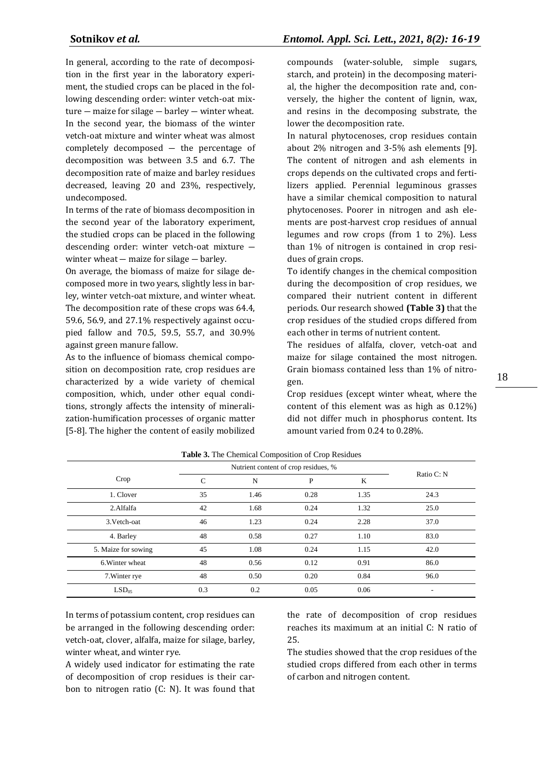In general, according to the rate of decomposition in the first year in the laboratory experiment, the studied crops can be placed in the following descending order: winter vetch-oat mixture — maize for silage — barley — winter wheat. In the second year, the biomass of the winter vetch-oat mixture and winter wheat was almost completely decomposed — the percentage of decomposition was between 3.5 and 6.7. The decomposition rate of maize and barley residues decreased, leaving 20 and 23%, respectively, undecomposed.

In terms of the rate of biomass decomposition in the second year of the laboratory experiment, the studied crops can be placed in the following descending order: winter vetch-oat mixture — winter wheat — maize for silage — barley.

On average, the biomass of maize for silage decomposed more in two years, slightly less in barley, winter vetch-oat mixture, and winter wheat. The decomposition rate of these crops was 64.4, 59.6, 56.9, and 27.1% respectively against occupied fallow and 70.5, 59.5, 55.7, and 30.9% against green manure fallow.

As to the influence of biomass chemical composition on decomposition rate, crop residues are characterized by a wide variety of chemical composition, which, under other equal conditions, strongly affects the intensity of mineralization-humification processes of organic matter [5-8]. The higher the content of easily mobilized compounds (water-soluble, simple sugars, starch, and protein) in the decomposing material, the higher the decomposition rate and, conversely, the higher the content of lignin, wax, and resins in the decomposing substrate, the lower the decomposition rate.

In natural phytocenoses, crop residues contain about 2% nitrogen and 3-5% ash elements [9]. The content of nitrogen and ash elements in crops depends on the cultivated crops and fertilizers applied. Perennial leguminous grasses have a similar chemical composition to natural phytocenoses. Poorer in nitrogen and ash elements are post-harvest crop residues of annual legumes and row crops (from 1 to 2%). Less than 1% of nitrogen is contained in crop residues of grain crops.

To identify changes in the chemical composition during the decomposition of crop residues, we compared their nutrient content in different periods. Our research showed **(Table 3)** that the crop residues of the studied crops differed from each other in terms of nutrient content.

The residues of alfalfa, clover, vetch-oat and maize for silage contained the most nitrogen. Grain biomass contained less than 1% of nitrogen.

Crop residues (except winter wheat, where the content of this element was as high as 0.12%) did not differ much in phosphorus content. Its amount varied from 0.24 to 0.28%.

**Table 3.** The Chemical Composition of Crop Residues

| Crop | Nutrient content of crop residues, % | | | | Ratio C: N |
|---|---|---|---|---|---|
| | C | N | P | K | |
| 1. Clover | 35 | 1.46 | 0.28 | 1.35 | 24.3 |
| 2.Alfalfa | 42 | 1.68 | 0.24 | 1.32 | 25.0 |
| 3.Vetch-oat | 46 | 1.23 | 0.24 | 2.28 | 37.0 |
| 4. Barley | 48 | 0.58 | 0.27 | 1.10 | 83.0 |
| 5. Maize for sowing | 45 | 1.08 | 0.24 | 1.15 | 42.0 |
| 6.Winter wheat | 48 | 0.56 | 0.12 | 0.91 | 86.0 |
| 7.Winter rye | 48 | 0.50 | 0.20 | 0.84 | 96.0 |
| $LSD_{05}$ | 0.3 | 0.2 | 0.05 | 0.06 | - |

In terms of potassium content, crop residues can be arranged in the following descending order: vetch-oat, clover, alfalfa, maize for silage, barley, winter wheat, and winter rye.

A widely used indicator for estimating the rate of decomposition of crop residues is their carbon to nitrogen ratio (C: N). It was found that the rate of decomposition of crop residues reaches its maximum at an initial C: N ratio of 25.

The studies showed that the crop residues of the studied crops differed from each other in terms of carbon and nitrogen content.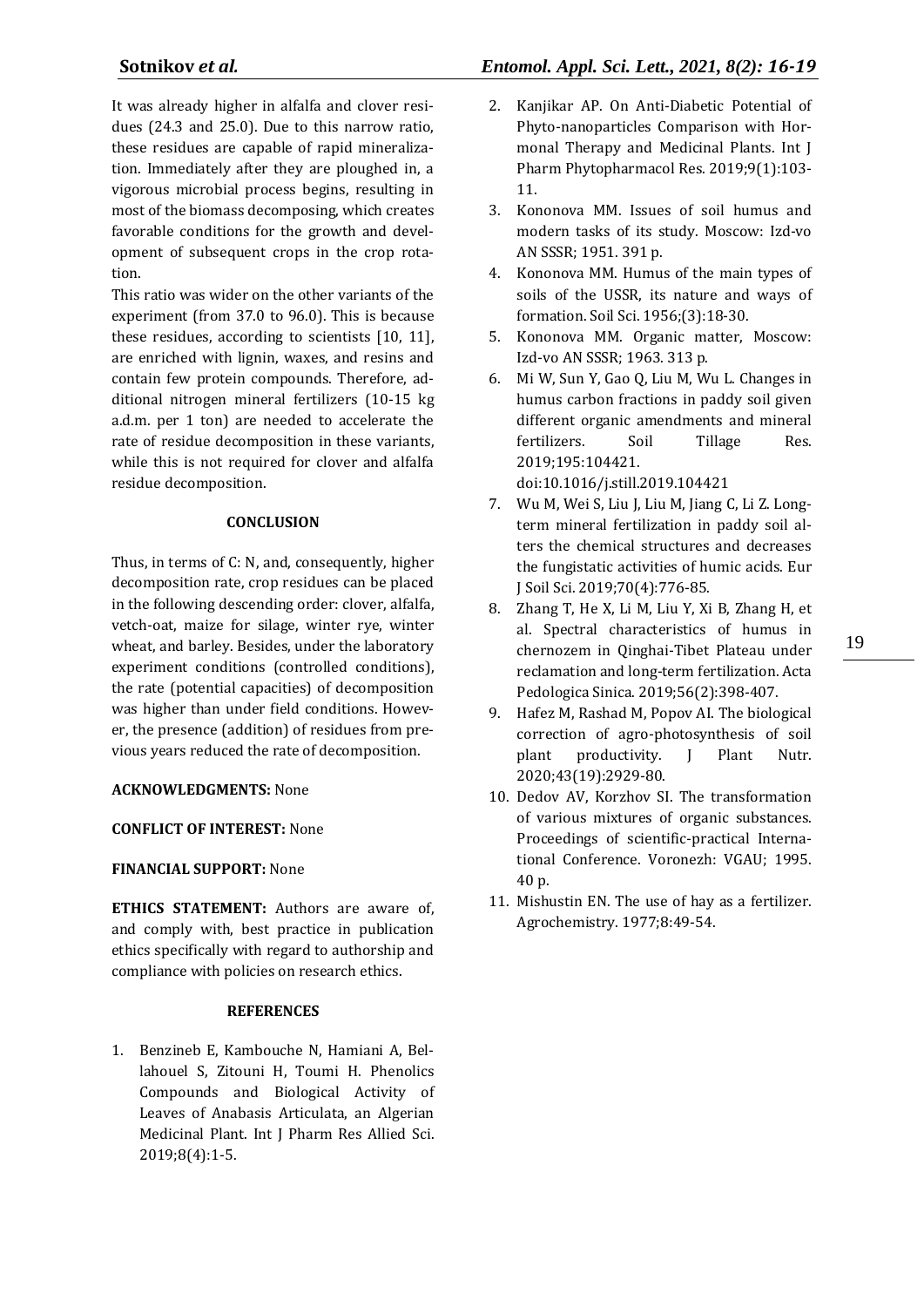It was already higher in alfalfa and clover residues (24.3 and 25.0). Due to this narrow ratio, these residues are capable of rapid mineralization. Immediately after they are ploughed in, a vigorous microbial process begins, resulting in most of the biomass decomposing, which creates favorable conditions for the growth and development of subsequent crops in the crop rotation.

This ratio was wider on the other variants of the experiment (from 37.0 to 96.0). This is because these residues, according to scientists [10, 11], are enriched with lignin, waxes, and resins and contain few protein compounds. Therefore, additional nitrogen mineral fertilizers (10-15 kg a.d.m. per 1 ton) are needed to accelerate the rate of residue decomposition in these variants, while this is not required for clover and alfalfa residue decomposition.

## CONCLUSION

Thus, in terms of C: N, and, consequently, higher decomposition rate, crop residues can be placed in the following descending order: clover, alfalfa, vetch-oat, maize for silage, winter rye, winter wheat, and barley. Besides, under the laboratory experiment conditions (controlled conditions), the rate (potential capacities) of decomposition was higher than under field conditions. However, the presence (addition) of residues from previous years reduced the rate of decomposition.

**ACKNOWLEDGMENTS:** None

**CONFLICT OF INTEREST:** None

**FINANCIAL SUPPORT:** None

**ETHICS STATEMENT:** Authors are aware of, and comply with, best practice in publication ethics specifically with regard to authorship and compliance with policies on research ethics.

## REFERENCES

1. Benzineb E, Kambouche N, Hamiani A, Bellahouel S, Zitouni H, Toumi H. Phenolics Compounds and Biological Activity of Leaves of Anabasis Articulata, an Algerian Medicinal Plant. Int J Pharm Res Allied Sci. 2019;8(4):1-5.
2. Kanjikar AP. On Anti-Diabetic Potential of Phyto-nanoparticles Comparison with Hormonal Therapy and Medicinal Plants. Int J Pharm Phytopharmacol Res. 2019;9(1):103-11.
3. Kononova MM. Issues of soil humus and modern tasks of its study. Moscow: Izd-vo AN SSSR; 1951. 391 p.
4. Kononova MM. Humus of the main types of soils of the USSR, its nature and ways of formation. Soil Sci. 1956;(3):18-30.
5. Kononova MM. Organic matter, Moscow: Izd-vo AN SSSR; 1963. 313 p.
6. Mi W, Sun Y, Gao Q, Liu M, Wu L. Changes in humus carbon fractions in paddy soil given different organic amendments and mineral fertilizers. Soil Tillage Res. 2019;195:104421. doi:10.1016/j.still.2019.104421
7. Wu M, Wei S, Liu J, Liu M, Jiang C, Li Z. Long-term mineral fertilization in paddy soil alters the chemical structures and decreases the fungistatic activities of humic acids. Eur J Soil Sci. 2019;70(4):776-85.
8. Zhang T, He X, Li M, Liu Y, Xi B, Zhang H, et al. Spectral characteristics of humus in chernozem in Qinghai-Tibet Plateau under reclamation and long-term fertilization. Acta Pedologica Sinica. 2019;56(2):398-407.
9. Hafez M, Rashad M, Popov AI. The biological correction of agro-photosynthesis of soil plant productivity. J Plant Nutr. 2020;43(19):2929-80.
10. Dedov AV, Korzhov SI. The transformation of various mixtures of organic substances. Proceedings of scientific-practical International Conference. Voronezh: VGAU; 1995. 40 p.
11. Mishustin EN. The use of hay as a fertilizer. Agrochemistry. 1977;8:49-54.